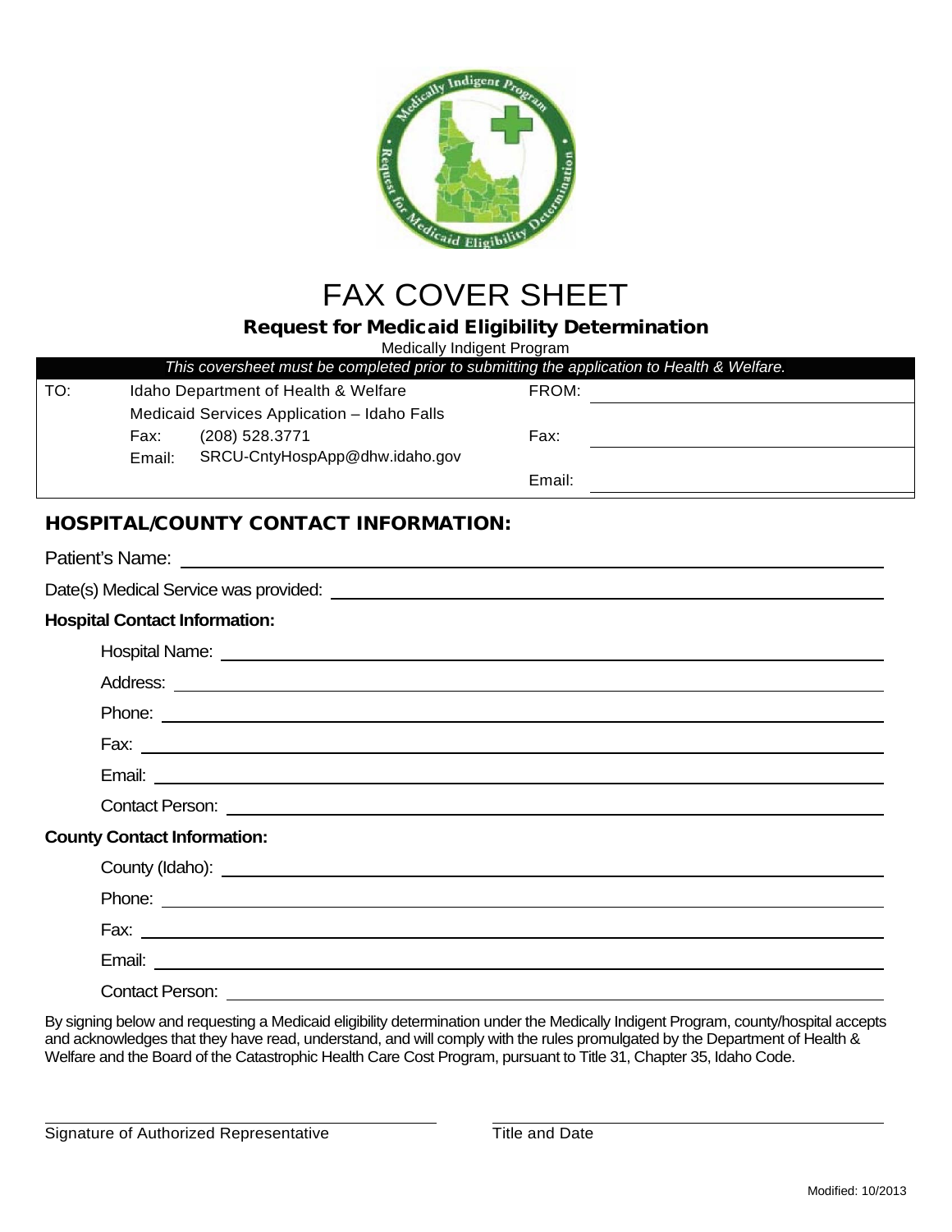# FAX COVER SHEET

## Request for Medicaid Eligibility Determination

Medically Indigent Program

*This coversheet must be completed prior to submitting the application to Health & Welfare.*

| TO: | Idaho Department of Health & Welfare | FROM: | |
|---|---|---|---|
| | Medicaid Services Application – Idaho Falls | | |
| | Fax: (208) 528.3771 | Fax: | |
| | Email: SRCU-CntyHospApp@dhw.idaho.gov | | |
| | | Email: | |

## HOSPITAL/COUNTY CONTACT INFORMATION:

Patient's Name: ______________________________

Date(s) Medical Service was provided: ______________________________

**Hospital Contact Information:**

Hospital Name: ______________________________

Address: ______________________________

Phone: ______________________________

Fax: ______________________________

Email: ______________________________

Contact Person: ______________________________

**County Contact Information:**

County (Idaho): ______________________________

Phone: ______________________________

Fax: ______________________________

Email: ______________________________

Contact Person: ______________________________

By signing below and requesting a Medicaid eligibility determination under the Medically Indigent Program, county/hospital accepts and acknowledges that they have read, understand, and will comply with the rules promulgated by the Department of Health & Welfare and the Board of the Catastrophic Health Care Cost Program, pursuant to Title 31, Chapter 35, Idaho Code.

______________________________ Signature of Authorized Representative

______________________________ Title and Date

Modified: 10/2013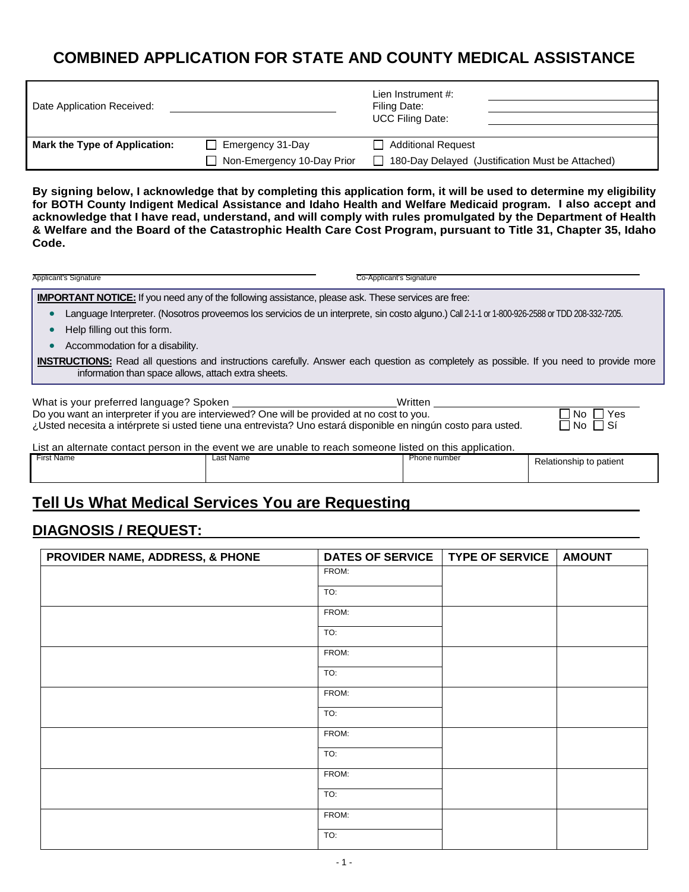# COMBINED APPLICATION FOR STATE AND COUNTY MEDICAL ASSISTANCE

| Date Application Received: ____________________ | | Lien Instrument #: ____________<br>Filing Date: ____________<br>UCC Filing Date: ____________ | |
|---|---|---|---|
| **Mark the Type of Application:** | ☐ Emergency 31-Day<br>☐ Non-Emergency 10-Day Prior | ☐ Additional Request<br>☐ 180-Day Delayed (Justification Must be Attached) | |

**By signing below, I acknowledge that by completing this application form, it will be used to determine my eligibility for BOTH County Indigent Medical Assistance and Idaho Health and Welfare Medicaid program. I also accept and acknowledge that I have read, understand, and will comply with rules promulgated by the Department of Health & Welfare and the Board of the Catastrophic Health Care Cost Program, pursuant to Title 31, Chapter 35, Idaho Code.**

______________________________ Applicant's Signature

______________________________ Co-Applicant's Signature

**IMPORTANT NOTICE:** If you need any of the following assistance, please ask. These services are free:

- Language Interpreter. (Nosotros proveemos los servicios de un interprete, sin costo alguno.) Call 2-1-1 or 1-800-926-2588 or TDD 208-332-7205.
- Help filling out this form.
- Accommodation for a disability.

**INSTRUCTIONS:** Read all questions and instructions carefully. Answer each question as completely as possible. If you need to provide more information than space allows, attach extra sheets.

What is your preferred language? Spoken ______________________ Written ______________________

Do you want an interpreter if you are interviewed? One will be provided at no cost to you. ☐ No ☐ Yes

¿Usted necesita a intérprete si usted tiene una entrevista? Uno estará disponible en ningún costo para usted. ☐ No ☐ Sí

List an alternate contact person in the event we are unable to reach someone listed on this application.

| First Name | Last Name | Phone number | Relationship to patient |
|---|---|---|---|
| | | | |

## Tell Us What Medical Services You are Requesting

## DIAGNOSIS / REQUEST:

| PROVIDER NAME, ADDRESS, & PHONE | DATES OF SERVICE | TYPE OF SERVICE | AMOUNT |
|---|---|---|---|
| | FROM:<br>TO: | | |
| | FROM:<br>TO: | | |
| | FROM:<br>TO: | | |
| | FROM:<br>TO: | | |
| | FROM:<br>TO: | | |
| | FROM:<br>TO: | | |
| | FROM:<br>TO: | | |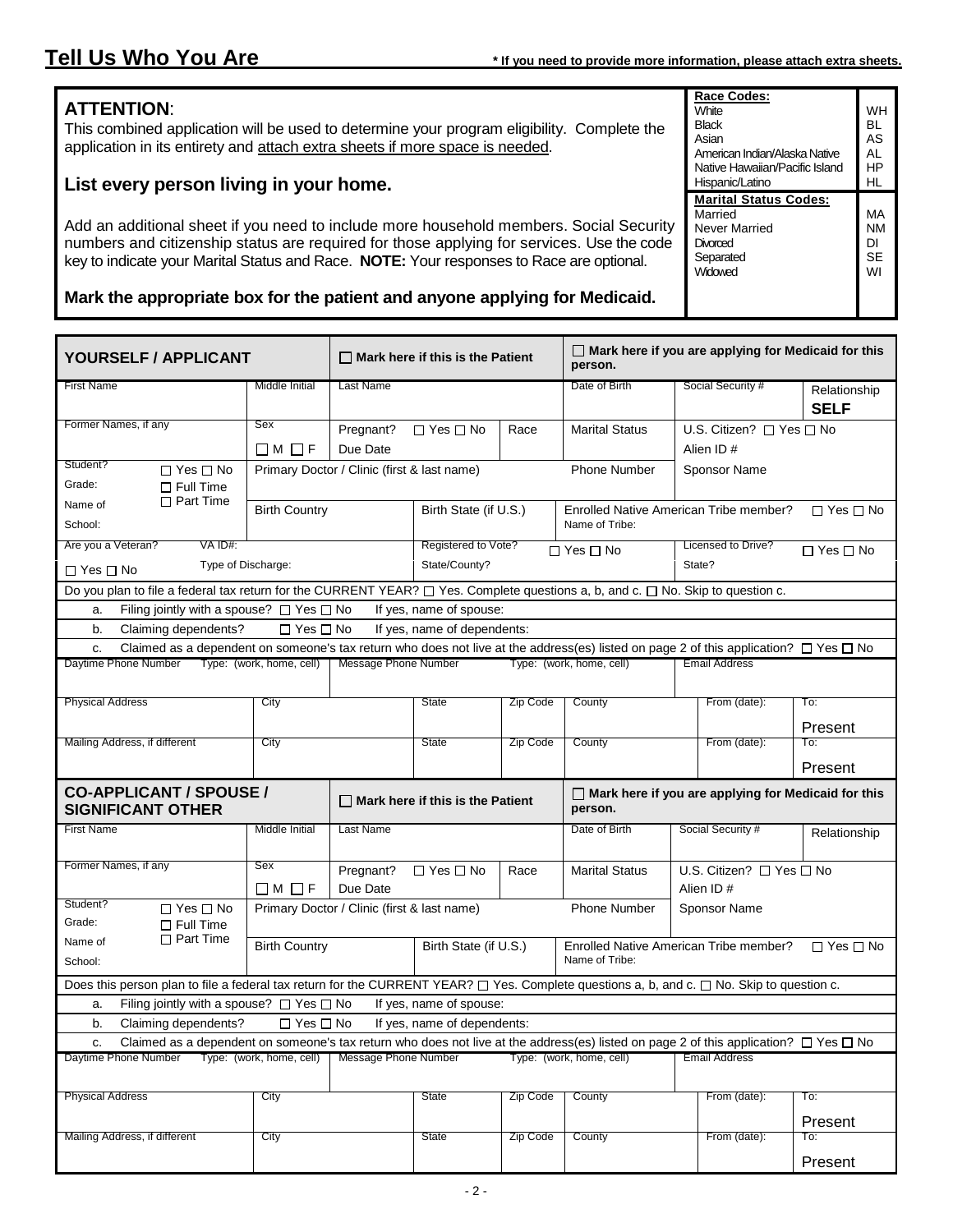# Tell Us Who You Are

**\* If you need to provide more information, please attach extra sheets.**

**ATTENTION**:
This combined application will be used to determine your program eligibility. Complete the application in its entirety and attach extra sheets if more space is needed.

**List every person living in your home.**

Add an additional sheet if you need to include more household members. Social Security numbers and citizenship status are required for those applying for services. Use the code key to indicate your Marital Status and Race. **NOTE:** Your responses to Race are optional.

**Mark the appropriate box for the patient and anyone applying for Medicaid.**

| **Race Codes:** | |
|---|---|
| White | WH |
| Black | BL |
| Asian | AS |
| American Indian/Alaska Native | AL |
| Native Hawaiian/Pacific Island | HP |
| Hispanic/Latino | HL |

| **Marital Status Codes:** | |
|---|---|
| Married | MA |
| Never Married | NM |
| Divorced | DI |
| Separated | SE |
| Widowed | WI |

## YOURSELF / APPLICANT

☐ Mark here if this is the Patient

☐ Mark here if you are applying for Medicaid for this person.

| First Name | Middle Initial | Last Name | Date of Birth | Social Security # | Relationship **SELF** |
|---|---|---|---|---|---|
| Former Names, if any | Sex ☐ M ☐ F | Pregnant? ☐ Yes ☐ No Due Date | Race | Marital Status | U.S. Citizen? ☐ Yes ☐ No Alien ID # |

Student? ☐ Yes ☐ No
Grade: ☐ Full Time ☐ Part Time
Name of School:

Primary Doctor / Clinic (first & last name) | Phone Number | Sponsor Name

Birth Country | Birth State (if U.S.) | Enrolled Native American Tribe member? ☐ Yes ☐ No Name of Tribe:

Are you a Veteran? ☐ Yes ☐ No | VA ID#: | Type of Discharge: | Registered to Vote? ☐ Yes ☐ No State/County? | Licensed to Drive? ☐ Yes ☐ No State?

Do you plan to file a federal tax return for the CURRENT YEAR? ☐ Yes. Complete questions a, b, and c. ☐ No. Skip to question c.

a. Filing jointly with a spouse? ☐ Yes ☐ No If yes, name of spouse:

b. Claiming dependents? ☐ Yes ☐ No If yes, name of dependents:

c. Claimed as a dependent on someone's tax return who does not live at the address(es) listed on page 2 of this application? ☐ Yes ☐ No

| Daytime Phone Number | Type: (work, home, cell) | Message Phone Number | Type: (work, home, cell) | Email Address |
|---|---|---|---|---|
| | | | | |

| | City | State | Zip Code | County | From (date): | To: |
|---|---|---|---|---|---|---|
| Physical Address | | | | | | Present |
| Mailing Address, if different | | | | | | Present |

## CO-APPLICANT / SPOUSE / SIGNIFICANT OTHER

☐ Mark here if this is the Patient

☐ Mark here if you are applying for Medicaid for this person.

| First Name | Middle Initial | Last Name | Date of Birth | Social Security # | Relationship |
|---|---|---|---|---|---|
| Former Names, if any | Sex ☐ M ☐ F | Pregnant? ☐ Yes ☐ No Due Date | Race | Marital Status | U.S. Citizen? ☐ Yes ☐ No Alien ID # |

Student? ☐ Yes ☐ No
Grade: ☐ Full Time ☐ Part Time
Name of School:

Primary Doctor / Clinic (first & last name) | Phone Number | Sponsor Name

Birth Country | Birth State (if U.S.) | Enrolled Native American Tribe member? ☐ Yes ☐ No Name of Tribe:

Does this person plan to file a federal tax return for the CURRENT YEAR? ☐ Yes. Complete questions a, b, and c. ☐ No. Skip to question c.

a. Filing jointly with a spouse? ☐ Yes ☐ No If yes, name of spouse:

b. Claiming dependents? ☐ Yes ☐ No If yes, name of dependents:

c. Claimed as a dependent on someone's tax return who does not live at the address(es) listed on page 2 of this application? ☐ Yes ☐ No

| Daytime Phone Number | Type: (work, home, cell) | Message Phone Number | Type: (work, home, cell) | Email Address |
|---|---|---|---|---|
| | | | | |

| | City | State | Zip Code | County | From (date): | To: |
|---|---|---|---|---|---|---|
| Physical Address | | | | | | Present |
| Mailing Address, if different | | | | | | Present |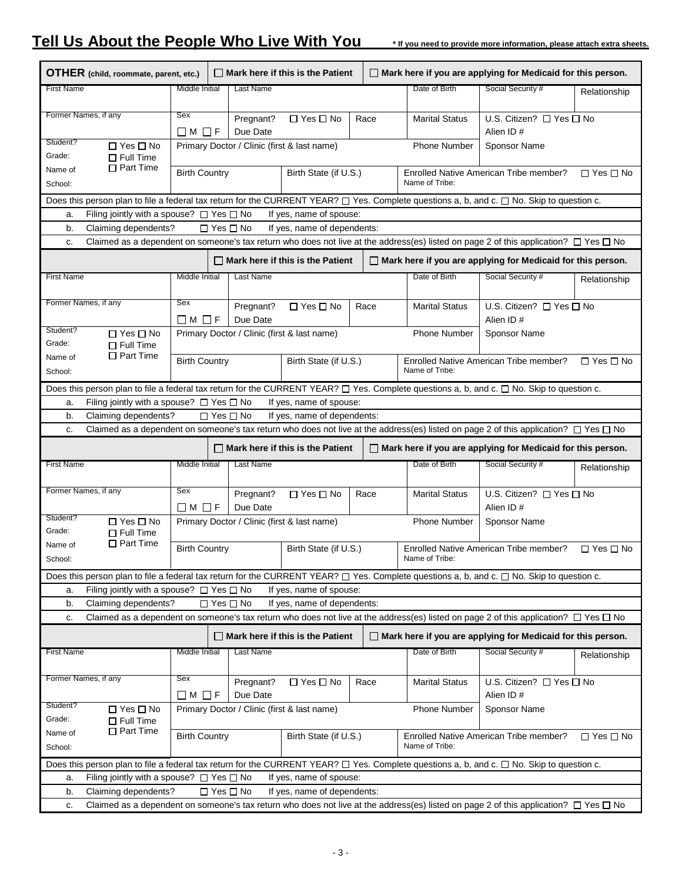# Tell Us About the People Who Live With You

**\* If you need to provide more information, please attach extra sheets.**

| **OTHER** (child, roommate, parent, etc.) | | ☐ **Mark here if this is the Patient** | | ☐ **Mark here if you are applying for Medicaid for this person.** | | |
|---|---|---|---|---|---|---|
| First Name | Middle Initial | Last Name | | Date of Birth | Social Security # | Relationship |
| Former Names, if any | Sex ☐ M ☐ F | Pregnant? ☐ Yes ☐ No Due Date | Race | Marital Status | U.S. Citizen? ☐ Yes ☐ No Alien ID # | |
| Student? ☐ Yes ☐ No Grade: ☐ Full Time ☐ Part Time | Primary Doctor / Clinic (first & last name) | | | Phone Number | Sponsor Name | |
| Name of School: | Birth Country | Birth State (if U.S.) | | Enrolled Native American Tribe member? ☐ Yes ☐ No Name of Tribe: | | |

Does this person plan to file a federal tax return for the CURRENT YEAR? ☐ Yes. Complete questions a, b, and c. ☐ No. Skip to question c.

a. Filing jointly with a spouse? ☐ Yes ☐ No If yes, name of spouse:

b. Claiming dependents? ☐ Yes ☐ No If yes, name of dependents:

c. Claimed as a dependent on someone's tax return who does not live at the address(es) listed on page 2 of this application? ☐ Yes ☐ No

| | | ☐ **Mark here if this is the Patient** | | ☐ **Mark here if you are applying for Medicaid for this person.** | | |
|---|---|---|---|---|---|---|
| First Name | Middle Initial | Last Name | | Date of Birth | Social Security # | Relationship |
| Former Names, if any | Sex ☐ M ☐ F | Pregnant? ☐ Yes ☐ No Due Date | Race | Marital Status | U.S. Citizen? ☐ Yes ☐ No Alien ID # | |
| Student? ☐ Yes ☐ No Grade: ☐ Full Time ☐ Part Time | Primary Doctor / Clinic (first & last name) | | | Phone Number | Sponsor Name | |
| Name of School: | Birth Country | Birth State (if U.S.) | | Enrolled Native American Tribe member? ☐ Yes ☐ No Name of Tribe: | | |

Does this person plan to file a federal tax return for the CURRENT YEAR? ☐ Yes. Complete questions a, b, and c. ☐ No. Skip to question c.

a. Filing jointly with a spouse? ☐ Yes ☐ No If yes, name of spouse:

b. Claiming dependents? ☐ Yes ☐ No If yes, name of dependents:

c. Claimed as a dependent on someone's tax return who does not live at the address(es) listed on page 2 of this application? ☐ Yes ☐ No

| | | ☐ **Mark here if this is the Patient** | | ☐ **Mark here if you are applying for Medicaid for this person.** | | |
|---|---|---|---|---|---|---|
| First Name | Middle Initial | Last Name | | Date of Birth | Social Security # | Relationship |
| Former Names, if any | Sex ☐ M ☐ F | Pregnant? ☐ Yes ☐ No Due Date | Race | Marital Status | U.S. Citizen? ☐ Yes ☐ No Alien ID # | |
| Student? ☐ Yes ☐ No Grade: ☐ Full Time ☐ Part Time | Primary Doctor / Clinic (first & last name) | | | Phone Number | Sponsor Name | |
| Name of School: | Birth Country | Birth State (if U.S.) | | Enrolled Native American Tribe member? ☐ Yes ☐ No Name of Tribe: | | |

Does this person plan to file a federal tax return for the CURRENT YEAR? ☐ Yes. Complete questions a, b, and c. ☐ No. Skip to question c.

a. Filing jointly with a spouse? ☐ Yes ☐ No If yes, name of spouse:

b. Claiming dependents? ☐ Yes ☐ No If yes, name of dependents:

c. Claimed as a dependent on someone's tax return who does not live at the address(es) listed on page 2 of this application? ☐ Yes ☐ No

| | | ☐ **Mark here if this is the Patient** | | ☐ **Mark here if you are applying for Medicaid for this person.** | | |
|---|---|---|---|---|---|---|
| First Name | Middle Initial | Last Name | | Date of Birth | Social Security # | Relationship |
| Former Names, if any | Sex ☐ M ☐ F | Pregnant? ☐ Yes ☐ No Due Date | Race | Marital Status | U.S. Citizen? ☐ Yes ☐ No Alien ID # | |
| Student? ☐ Yes ☐ No Grade: ☐ Full Time ☐ Part Time | Primary Doctor / Clinic (first & last name) | | | Phone Number | Sponsor Name | |
| Name of School: | Birth Country | Birth State (if U.S.) | | Enrolled Native American Tribe member? ☐ Yes ☐ No Name of Tribe: | | |

Does this person plan to file a federal tax return for the CURRENT YEAR? ☐ Yes. Complete questions a, b, and c. ☐ No. Skip to question c.

a. Filing jointly with a spouse? ☐ Yes ☐ No If yes, name of spouse:

b. Claiming dependents? ☐ Yes ☐ No If yes, name of dependents:

c. Claimed as a dependent on someone's tax return who does not live at the address(es) listed on page 2 of this application? ☐ Yes ☐ No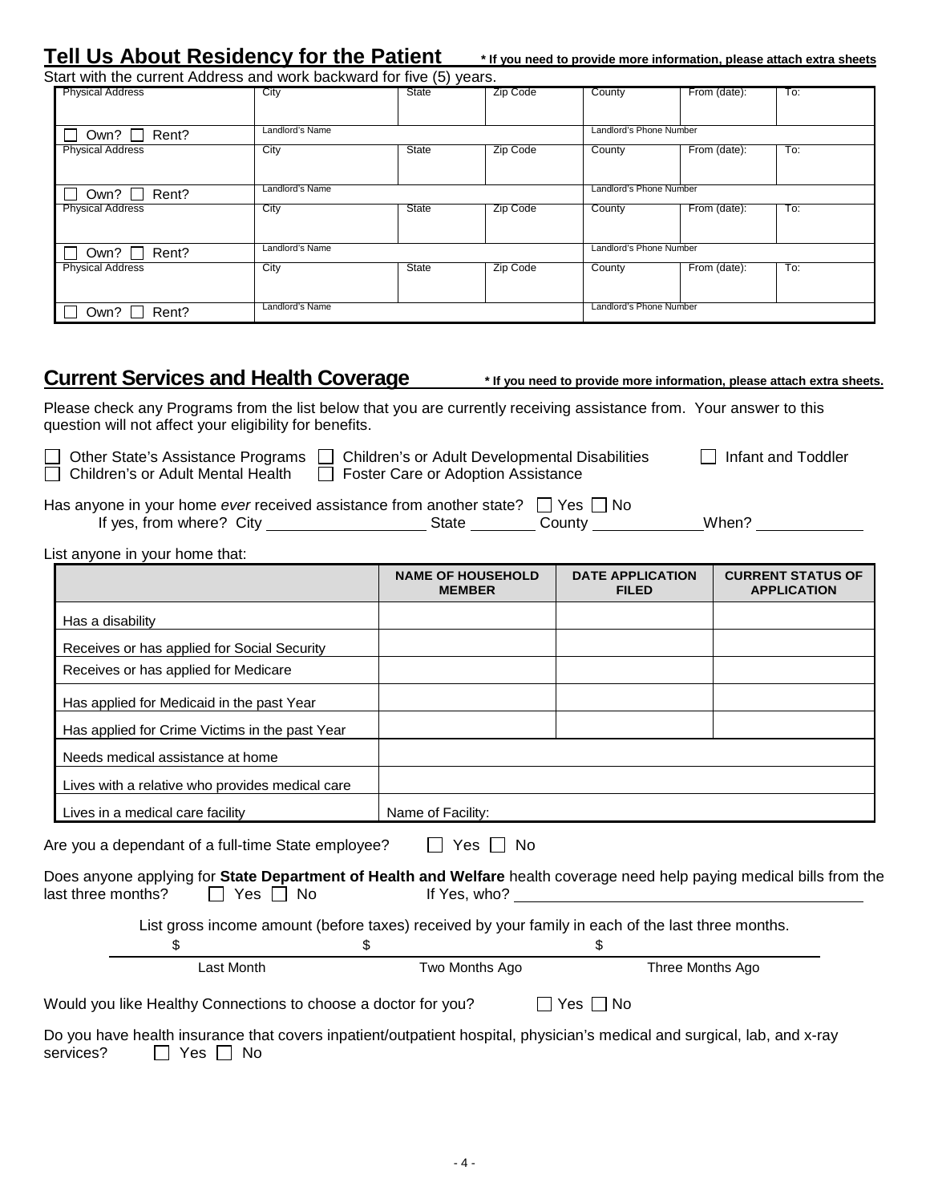## Tell Us About Residency for the Patient

**\* If you need to provide more information, please attach extra sheets**

Start with the current Address and work backward for five (5) years.

| Physical Address | City | State | Zip Code | County | From (date): | To: |
|---|---|---|---|---|---|---|
| ☐ Own? ☐ Rent? | Landlord's Name | | | Landlord's Phone Number | | |
| Physical Address | City | State | Zip Code | County | From (date): | To: |
| ☐ Own? ☐ Rent? | Landlord's Name | | | Landlord's Phone Number | | |
| Physical Address | City | State | Zip Code | County | From (date): | To: |
| ☐ Own? ☐ Rent? | Landlord's Name | | | Landlord's Phone Number | | |
| Physical Address | City | State | Zip Code | County | From (date): | To: |
| ☐ Own? ☐ Rent? | Landlord's Name | | | Landlord's Phone Number | | |

## Current Services and Health Coverage

**\* If you need to provide more information, please attach extra sheets.**

Please check any Programs from the list below that you are currently receiving assistance from. Your answer to this question will not affect your eligibility for benefits.

☐ Other State's Assistance Programs ☐ Children's or Adult Developmental Disabilities ☐ Infant and Toddler
☐ Children's or Adult Mental Health ☐ Foster Care or Adoption Assistance

Has anyone in your home *ever* received assistance from another state? ☐ Yes ☐ No
If yes, from where? City ________ State ________ County ________ When? ________

List anyone in your home that:

| | NAME OF HOUSEHOLD MEMBER | DATE APPLICATION FILED | CURRENT STATUS OF APPLICATION |
|---|---|---|---|
| Has a disability | | | |
| Receives or has applied for Social Security | | | |
| Receives or has applied for Medicare | | | |
| Has applied for Medicaid in the past Year | | | |
| Has applied for Crime Victims in the past Year | | | |
| Needs medical assistance at home | | | |
| Lives with a relative who provides medical care | | | |
| Lives in a medical care facility | Name of Facility: | | |

Are you a dependant of a full-time State employee? ☐ Yes ☐ No

Does anyone applying for **State Department of Health and Welfare** health coverage need help paying medical bills from the last three months? ☐ Yes ☐ No If Yes, who? ________

List gross income amount (before taxes) received by your family in each of the last three months.

| $ | $ | $ |
|---|---|---|
| Last Month | Two Months Ago | Three Months Ago |

Would you like Healthy Connections to choose a doctor for you? ☐ Yes ☐ No

Do you have health insurance that covers inpatient/outpatient hospital, physician's medical and surgical, lab, and x-ray services? ☐ Yes ☐ No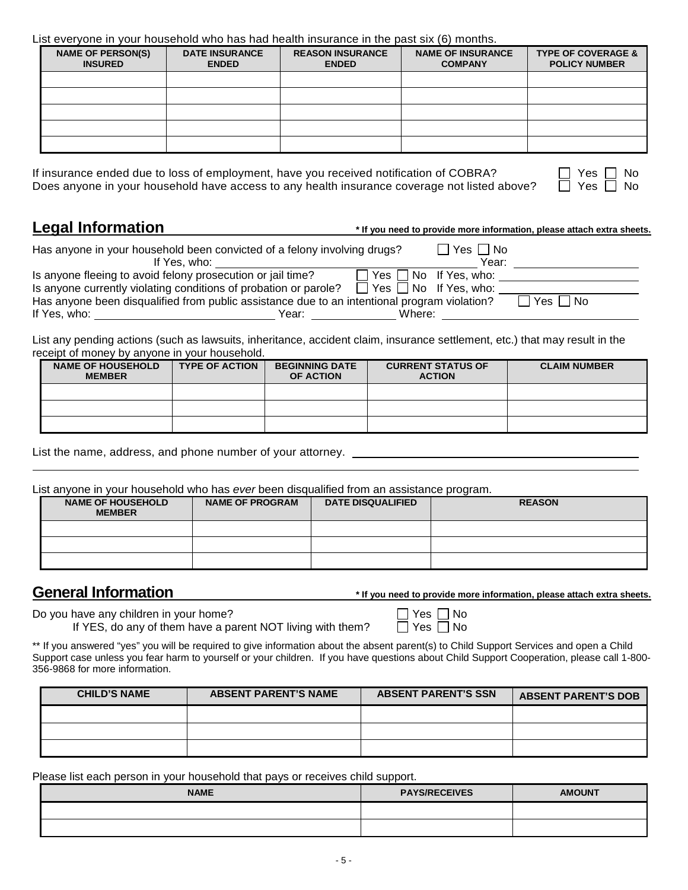List everyone in your household who has had health insurance in the past six (6) months.

| NAME OF PERSON(S) INSURED | DATE INSURANCE ENDED | REASON INSURANCE ENDED | NAME OF INSURANCE COMPANY | TYPE OF COVERAGE & POLICY NUMBER |
|---|---|---|---|---|
| | | | | |
| | | | | |
| | | | | |
| | | | | |
| | | | | |

If insurance ended due to loss of employment, have you received notification of COBRA? ☐ Yes ☐ No

Does anyone in your household have access to any health insurance coverage not listed above? ☐ Yes ☐ No

## Legal Information

**\* If you need to provide more information, please attach extra sheets.**

Has anyone in your household been convicted of a felony involving drugs? ☐ Yes ☐ No

If Yes, who: ______________________ Year: ______________

Is anyone fleeing to avoid felony prosecution or jail time? ☐ Yes ☐ No If Yes, who: ______________

Is anyone currently violating conditions of probation or parole? ☐ Yes ☐ No If Yes, who: ______________

Has anyone been disqualified from public assistance due to an intentional program violation? ☐ Yes ☐ No

If Yes, who: ______________ Year: ______________ Where: ______________

List any pending actions (such as lawsuits, inheritance, accident claim, insurance settlement, etc.) that may result in the receipt of money by anyone in your household.

| NAME OF HOUSEHOLD MEMBER | TYPE OF ACTION | BEGINNING DATE OF ACTION | CURRENT STATUS OF ACTION | CLAIM NUMBER |
|---|---|---|---|---|
| | | | | |
| | | | | |
| | | | | |

List the name, address, and phone number of your attorney. ______________________________

List anyone in your household who has *ever* been disqualified from an assistance program.

| NAME OF HOUSEHOLD MEMBER | NAME OF PROGRAM | DATE DISQUALIFIED | REASON |
|---|---|---|---|
| | | | |
| | | | |
| | | | |

## General Information

**\* If you need to provide more information, please attach extra sheets.**

Do you have any children in your home? ☐ Yes ☐ No

If YES, do any of them have a parent NOT living with them? ☐ Yes ☐ No

\*\* If you answered "yes" you will be required to give information about the absent parent(s) to Child Support Services and open a Child Support case unless you fear harm to yourself or your children. If you have questions about Child Support Cooperation, please call 1-800-356-9868 for more information.

| CHILD'S NAME | ABSENT PARENT'S NAME | ABSENT PARENT'S SSN | ABSENT PARENT'S DOB |
|---|---|---|---|
| | | | |
| | | | |
| | | | |

Please list each person in your household that pays or receives child support.

| NAME | PAYS/RECEIVES | AMOUNT |
|---|---|---|
| | | |
| | | |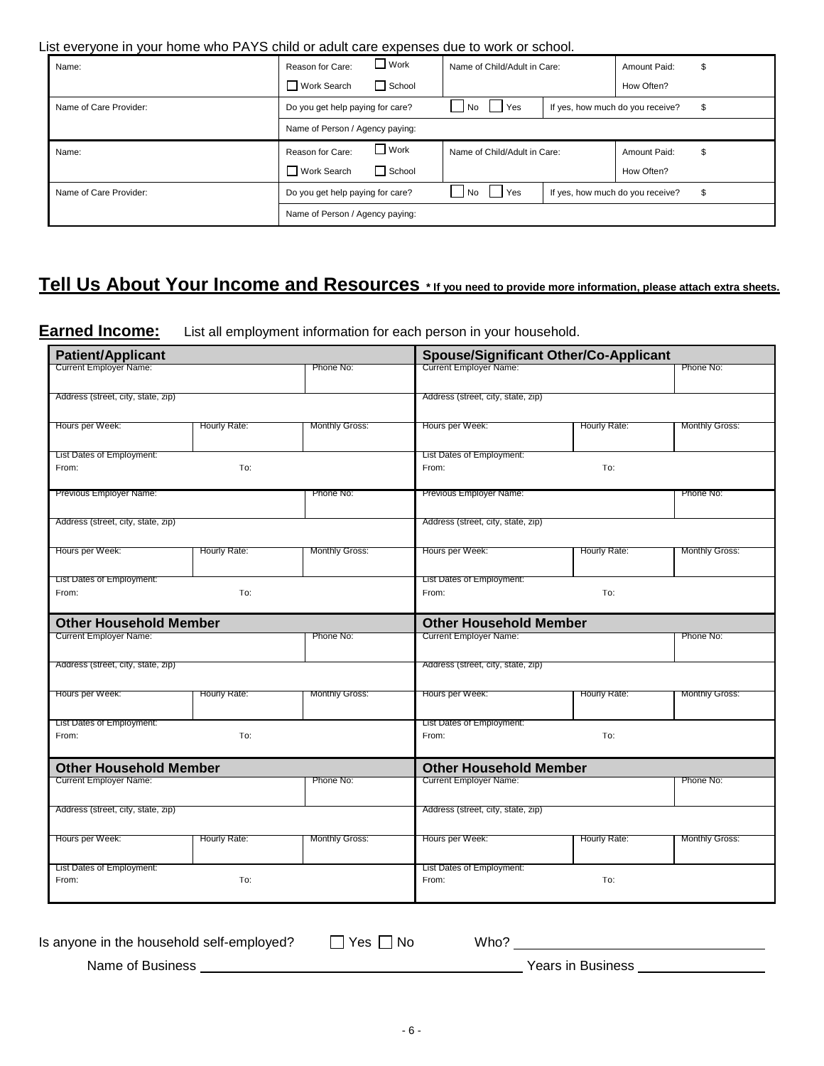List everyone in your home who PAYS child or adult care expenses due to work or school.

| Name: | Reason for Care: ☐ Work ☐ Work Search ☐ School | Name of Child/Adult in Care: | Amount Paid: $ How Often? |
|---|---|---|---|
| Name of Care Provider: | Do you get help paying for care? ☐ No ☐ Yes | If yes, how much do you receive? $ | |
| | Name of Person / Agency paying: | | |
| Name: | Reason for Care: ☐ Work ☐ Work Search ☐ School | Name of Child/Adult in Care: | Amount Paid: $ How Often? |
| Name of Care Provider: | Do you get help paying for care? ☐ No ☐ Yes | If yes, how much do you receive? $ | |
| | Name of Person / Agency paying: | | |

## Tell Us About Your Income and Resources *** If you need to provide more information, please attach extra sheets.**

### Earned Income:

List all employment information for each person in your household.

| **Patient/Applicant** | | | **Spouse/Significant Other/Co-Applicant** | | |
|---|---|---|---|---|---|
| Current Employer Name: | | Phone No: | Current Employer Name: | | Phone No: |
| Address (street, city, state, zip) | | | Address (street, city, state, zip) | | |
| Hours per Week: | Hourly Rate: | Monthly Gross: | Hours per Week: | Hourly Rate: | Monthly Gross: |
| List Dates of Employment: From: | To: | | List Dates of Employment: From: | To: | |
| Previous Employer Name: | | Phone No: | Previous Employer Name: | | Phone No: |
| Address (street, city, state, zip) | | | Address (street, city, state, zip) | | |
| Hours per Week: | Hourly Rate: | Monthly Gross: | Hours per Week: | Hourly Rate: | Monthly Gross: |
| List Dates of Employment: From: | To: | | List Dates of Employment: From: | To: | |
| **Other Household Member** | | | **Other Household Member** | | |
| Current Employer Name: | | Phone No: | Current Employer Name: | | Phone No: |
| Address (street, city, state, zip) | | | Address (street, city, state, zip) | | |
| Hours per Week: | Hourly Rate: | Monthly Gross: | Hours per Week: | Hourly Rate: | Monthly Gross: |
| List Dates of Employment: From: | To: | | List Dates of Employment: From: | To: | |
| **Other Household Member** | | | **Other Household Member** | | |
| Current Employer Name: | | Phone No: | Current Employer Name: | | Phone No: |
| Address (street, city, state, zip) | | | Address (street, city, state, zip) | | |
| Hours per Week: | Hourly Rate: | Monthly Gross: | Hours per Week: | Hourly Rate: | Monthly Gross: |
| List Dates of Employment: From: | To: | | List Dates of Employment: From: | To: | |

Is anyone in the household self-employed? ☐ Yes ☐ No Who? ____________________

Name of Business ____________________ Years in Business ____________________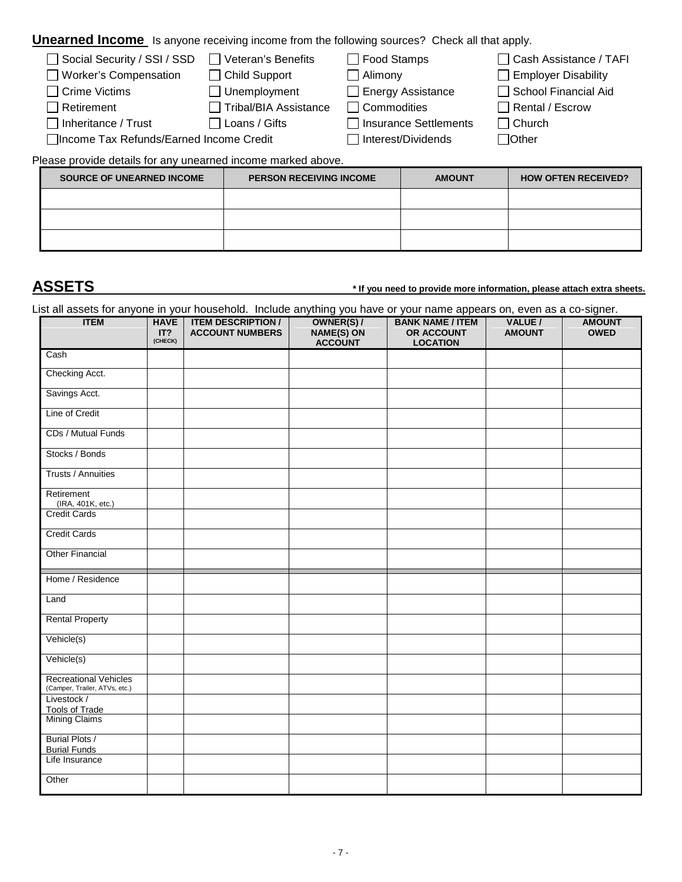## Unearned Income

Is anyone receiving income from the following sources? Check all that apply.

- [ ] Social Security / SSI / SSD
- [ ] Veteran's Benefits
- [ ] Food Stamps
- [ ] Cash Assistance / TAFI
- [ ] Worker's Compensation
- [ ] Child Support
- [ ] Alimony
- [ ] Employer Disability
- [ ] Crime Victims
- [ ] Unemployment
- [ ] Energy Assistance
- [ ] School Financial Aid
- [ ] Retirement
- [ ] Tribal/BIA Assistance
- [ ] Commodities
- [ ] Rental / Escrow
- [ ] Inheritance / Trust
- [ ] Loans / Gifts
- [ ] Insurance Settlements
- [ ] Church
- [ ] Income Tax Refunds/Earned Income Credit
- [ ] Interest/Dividends
- [ ] Other

Please provide details for any unearned income marked above.

| SOURCE OF UNEARNED INCOME | PERSON RECEIVING INCOME | AMOUNT | HOW OFTEN RECEIVED? |
|---|---|---|---|
| | | | |
| | | | |
| | | | |

## ASSETS

**\* If you need to provide more information, please attach extra sheets.**

List all assets for anyone in your household. Include anything you have or your name appears on, even as a co-signer.

| ITEM | HAVE IT? (CHECK) | ITEM DESCRIPTION / ACCOUNT NUMBERS | OWNER(S) / NAME(S) ON ACCOUNT | BANK NAME / ITEM OR ACCOUNT LOCATION | VALUE / AMOUNT | AMOUNT OWED |
|---|---|---|---|---|---|---|
| Cash | | | | | | |
| Checking Acct. | | | | | | |
| Savings Acct. | | | | | | |
| Line of Credit | | | | | | |
| CDs / Mutual Funds | | | | | | |
| Stocks / Bonds | | | | | | |
| Trusts / Annuities | | | | | | |
| Retirement (IRA, 401K, etc.) | | | | | | |
| Credit Cards | | | | | | |
| Credit Cards | | | | | | |
| Other Financial | | | | | | |
| Home / Residence | | | | | | |
| Land | | | | | | |
| Rental Property | | | | | | |
| Vehicle(s) | | | | | | |
| Vehicle(s) | | | | | | |
| Recreational Vehicles (Camper, Trailer, ATVs, etc.) | | | | | | |
| Livestock / Tools of Trade | | | | | | |
| Mining Claims | | | | | | |
| Burial Plots / Burial Funds | | | | | | |
| Life Insurance | | | | | | |
| Other | | | | | | |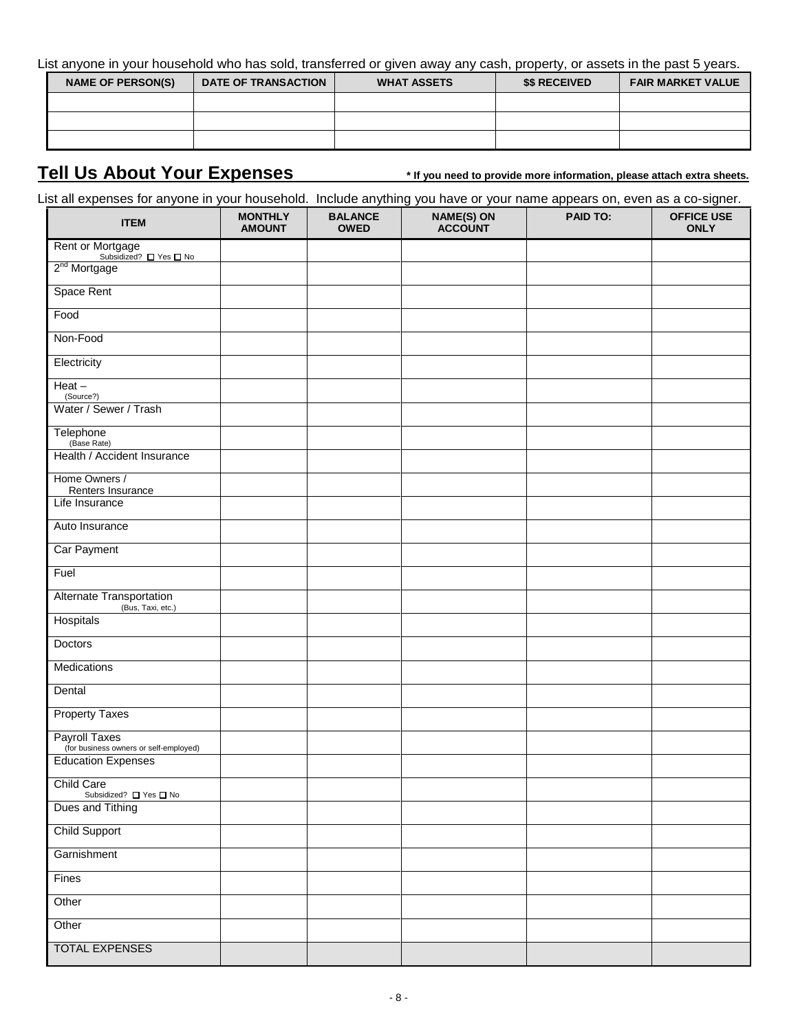List anyone in your household who has sold, transferred or given away any cash, property, or assets in the past 5 years.

| NAME OF PERSON(S) | DATE OF TRANSACTION | WHAT ASSETS | $$ RECEIVED | FAIR MARKET VALUE |
|---|---|---|---|---|
| | | | | |
| | | | | |
| | | | | |

## Tell Us About Your Expenses

**\* If you need to provide more information, please attach extra sheets.**

List all expenses for anyone in your household. Include anything you have or your name appears on, even as a co-signer.

| ITEM | MONTHLY AMOUNT | BALANCE OWED | NAME(S) ON ACCOUNT | PAID TO: | OFFICE USE ONLY |
|---|---|---|---|---|---|
| Rent or Mortgage Subsidized? ☐ Yes ☐ No | | | | | |
| 2nd Mortgage | | | | | |
| Space Rent | | | | | |
| Food | | | | | |
| Non-Food | | | | | |
| Electricity | | | | | |
| Heat – (Source?) | | | | | |
| Water / Sewer / Trash | | | | | |
| Telephone (Base Rate) | | | | | |
| Health / Accident Insurance | | | | | |
| Home Owners / Renters Insurance | | | | | |
| Life Insurance | | | | | |
| Auto Insurance | | | | | |
| Car Payment | | | | | |
| Fuel | | | | | |
| Alternate Transportation (Bus, Taxi, etc.) | | | | | |
| Hospitals | | | | | |
| Doctors | | | | | |
| Medications | | | | | |
| Dental | | | | | |
| Property Taxes | | | | | |
| Payroll Taxes (for business owners or self-employed) | | | | | |
| Education Expenses | | | | | |
| Child Care Subsidized? ☐ Yes ☐ No | | | | | |
| Dues and Tithing | | | | | |
| Child Support | | | | | |
| Garnishment | | | | | |
| Fines | | | | | |
| Other | | | | | |
| Other | | | | | |
| TOTAL EXPENSES | | | | | |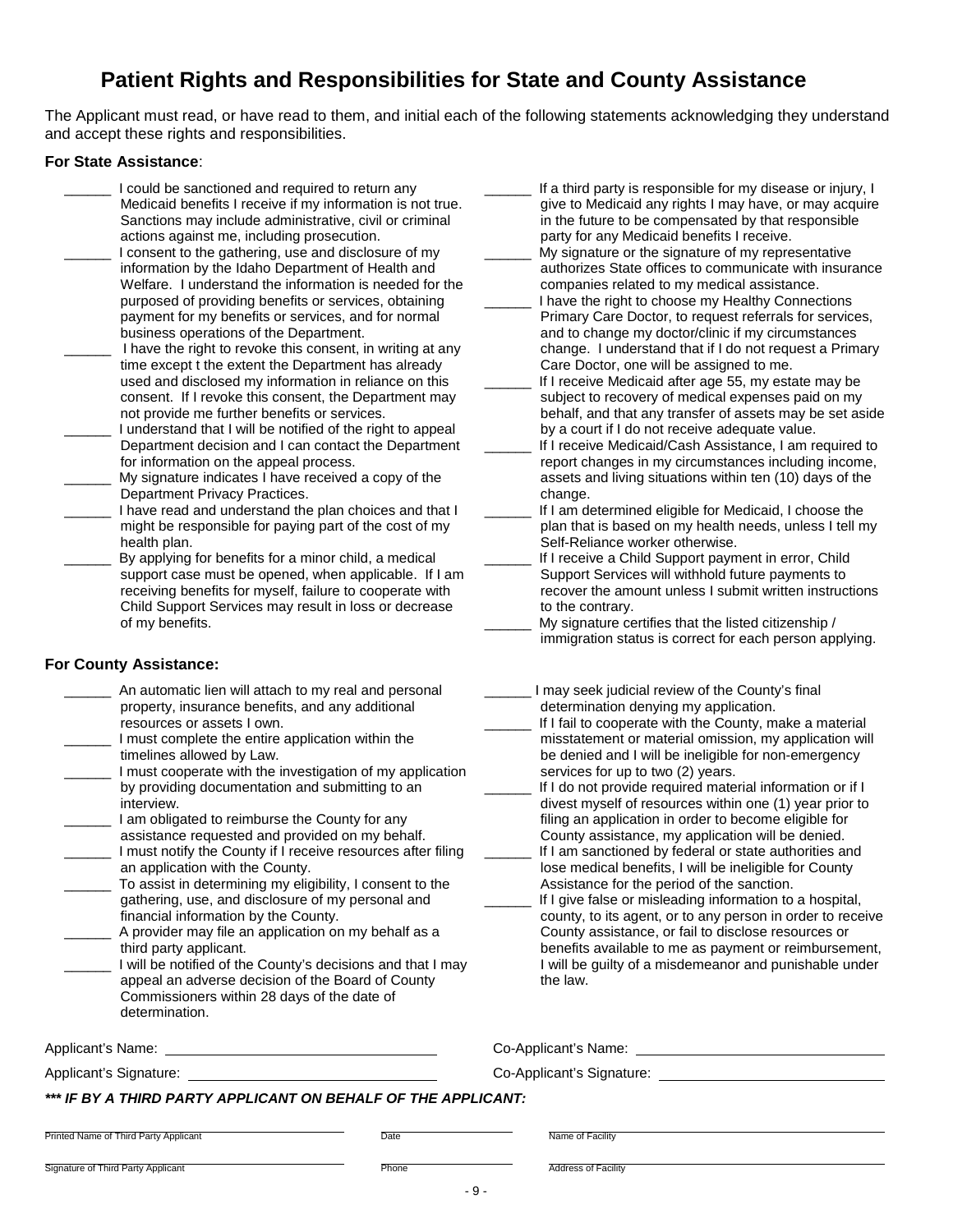# Patient Rights and Responsibilities for State and County Assistance

The Applicant must read, or have read to them, and initial each of the following statements acknowledging they understand and accept these rights and responsibilities.

**For State Assistance**:

- ______ I could be sanctioned and required to return any Medicaid benefits I receive if my information is not true. Sanctions may include administrative, civil or criminal actions against me, including prosecution.
- ______ I consent to the gathering, use and disclosure of my information by the Idaho Department of Health and Welfare. I understand the information is needed for the purposed of providing benefits or services, obtaining payment for my benefits or services, and for normal business operations of the Department.
- ______ I have the right to revoke this consent, in writing at any time except t the extent the Department has already used and disclosed my information in reliance on this consent. If I revoke this consent, the Department may not provide me further benefits or services.
- ______ I understand that I will be notified of the right to appeal Department decision and I can contact the Department for information on the appeal process.
- ______ My signature indicates I have received a copy of the Department Privacy Practices.
- ______ I have read and understand the plan choices and that I might be responsible for paying part of the cost of my health plan.
- ______ By applying for benefits for a minor child, a medical support case must be opened, when applicable. If I am receiving benefits for myself, failure to cooperate with Child Support Services may result in loss or decrease of my benefits.
- ______ If a third party is responsible for my disease or injury, I give to Medicaid any rights I may have, or may acquire in the future to be compensated by that responsible party for any Medicaid benefits I receive.
- ______ My signature or the signature of my representative authorizes State offices to communicate with insurance companies related to my medical assistance.
- ______ I have the right to choose my Healthy Connections Primary Care Doctor, to request referrals for services, and to change my doctor/clinic if my circumstances change. I understand that if I do not request a Primary Care Doctor, one will be assigned to me.
- ______ If I receive Medicaid after age 55, my estate may be subject to recovery of medical expenses paid on my behalf, and that any transfer of assets may be set aside by a court if I do not receive adequate value.
- ______ If I receive Medicaid/Cash Assistance, I am required to report changes in my circumstances including income, assets and living situations within ten (10) days of the change.
- ______ If I am determined eligible for Medicaid, I choose the plan that is based on my health needs, unless I tell my Self-Reliance worker otherwise.
- ______ If I receive a Child Support payment in error, Child Support Services will withhold future payments to recover the amount unless I submit written instructions to the contrary.
- ______ My signature certifies that the listed citizenship / immigration status is correct for each person applying.

**For County Assistance:**

- ______ An automatic lien will attach to my real and personal property, insurance benefits, and any additional resources or assets I own.
- ______ I must complete the entire application within the timelines allowed by Law.
- ______ I must cooperate with the investigation of my application by providing documentation and submitting to an interview.
- ______ I am obligated to reimburse the County for any assistance requested and provided on my behalf.
- ______ I must notify the County if I receive resources after filing an application with the County.
- ______ To assist in determining my eligibility, I consent to the gathering, use, and disclosure of my personal and financial information by the County.
- ______ A provider may file an application on my behalf as a third party applicant.
- ______ I will be notified of the County's decisions and that I may appeal an adverse decision of the Board of County Commissioners within 28 days of the date of determination.
- ______ I may seek judicial review of the County's final determination denying my application.
- ______ If I fail to cooperate with the County, make a material misstatement or material omission, my application will be denied and I will be ineligible for non-emergency services for up to two (2) years.
- ______ If I do not provide required material information or if I divest myself of resources within one (1) year prior to filing an application in order to become eligible for County assistance, my application will be denied.
- ______ If I am sanctioned by federal or state authorities and lose medical benefits, I will be ineligible for County Assistance for the period of the sanction.
- ______ If I give false or misleading information to a hospital, county, to its agent, or to any person in order to receive County assistance, or fail to disclose resources or benefits available to me as payment or reimbursement, I will be guilty of a misdemeanor and punishable under the law.

Applicant's Name: ______________________ Co-Applicant's Name: ______________________

Applicant's Signature: ______________________ Co-Applicant's Signature: ______________________

***\*\*\* IF BY A THIRD PARTY APPLICANT ON BEHALF OF THE APPLICANT:***

______________________ ____________ ______________________
Printed Name of Third Party Applicant | Date | Name of Facility

______________________ ____________ ______________________
Signature of Third Party Applicant | Phone | Address of Facility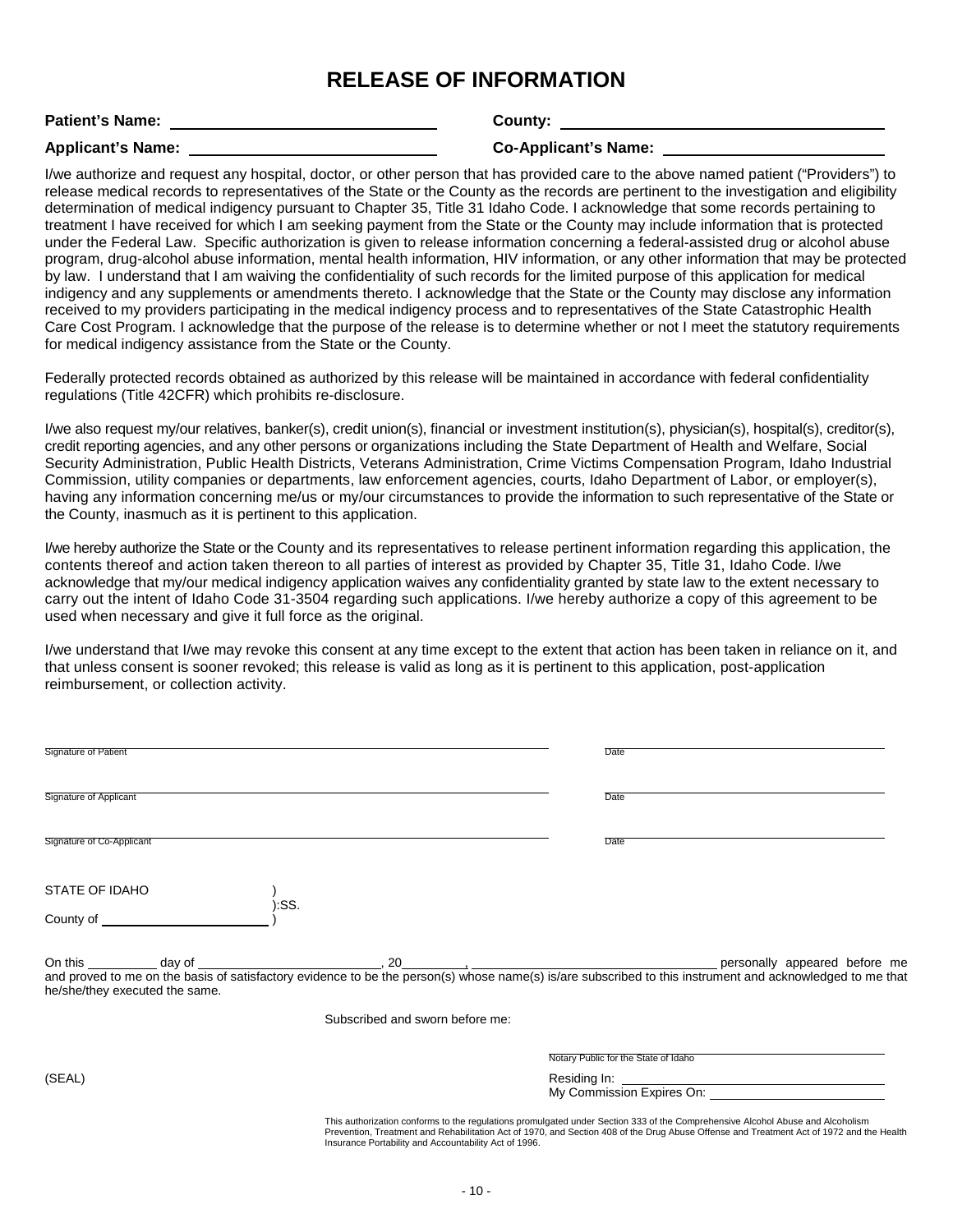# RELEASE OF INFORMATION

**Patient's Name:** ______________________________ **County:** ______________________________

**Applicant's Name:** ______________________________ **Co-Applicant's Name:** ______________________________

I/we authorize and request any hospital, doctor, or other person that has provided care to the above named patient ("Providers") to release medical records to representatives of the State or the County as the records are pertinent to the investigation and eligibility determination of medical indigency pursuant to Chapter 35, Title 31 Idaho Code. I acknowledge that some records pertaining to treatment I have received for which I am seeking payment from the State or the County may include information that is protected under the Federal Law. Specific authorization is given to release information concerning a federal-assisted drug or alcohol abuse program, drug-alcohol abuse information, mental health information, HIV information, or any other information that may be protected by law. I understand that I am waiving the confidentiality of such records for the limited purpose of this application for medical indigency and any supplements or amendments thereto. I acknowledge that the State or the County may disclose any information received to my providers participating in the medical indigency process and to representatives of the State Catastrophic Health Care Cost Program. I acknowledge that the purpose of the release is to determine whether or not I meet the statutory requirements for medical indigency assistance from the State or the County.

Federally protected records obtained as authorized by this release will be maintained in accordance with federal confidentiality regulations (Title 42CFR) which prohibits re-disclosure.

I/we also request my/our relatives, banker(s), credit union(s), financial or investment institution(s), physician(s), hospital(s), creditor(s), credit reporting agencies, and any other persons or organizations including the State Department of Health and Welfare, Social Security Administration, Public Health Districts, Veterans Administration, Crime Victims Compensation Program, Idaho Industrial Commission, utility companies or departments, law enforcement agencies, courts, Idaho Department of Labor, or employer(s), having any information concerning me/us or my/our circumstances to provide the information to such representative of the State or the County, inasmuch as it is pertinent to this application.

I/we hereby authorize the State or the County and its representatives to release pertinent information regarding this application, the contents thereof and action taken thereon to all parties of interest as provided by Chapter 35, Title 31, Idaho Code. I/we acknowledge that my/our medical indigency application waives any confidentiality granted by state law to the extent necessary to carry out the intent of Idaho Code 31-3504 regarding such applications. I/we hereby authorize a copy of this agreement to be used when necessary and give it full force as the original.

I/we understand that I/we may revoke this consent at any time except to the extent that action has been taken in reliance on it, and that unless consent is sooner revoked; this release is valid as long as it is pertinent to this application, post-application reimbursement, or collection activity.

______________________________ Signature of Patient ______________________________ Date

______________________________ Signature of Applicant ______________________________ Date

______________________________ Signature of Co-Applicant ______________________________ Date

STATE OF IDAHO )
)
:SS.
County of ______________________ )

On this ________ day of ______________________, 20________, ______________________________ personally appeared before me and proved to me on the basis of satisfactory evidence to be the person(s) whose name(s) is/are subscribed to this instrument and acknowledged to me that he/she/they executed the same.

Subscribed and sworn before me:

______________________________ Notary Public for the State of Idaho

(SEAL)

Residing In: ______________________________

My Commission Expires On: ______________________________

This authorization conforms to the regulations promulgated under Section 333 of the Comprehensive Alcohol Abuse and Alcoholism Prevention, Treatment and Rehabilitation Act of 1970, and Section 408 of the Drug Abuse Offense and Treatment Act of 1972 and the Health Insurance Portability and Accountability Act of 1996.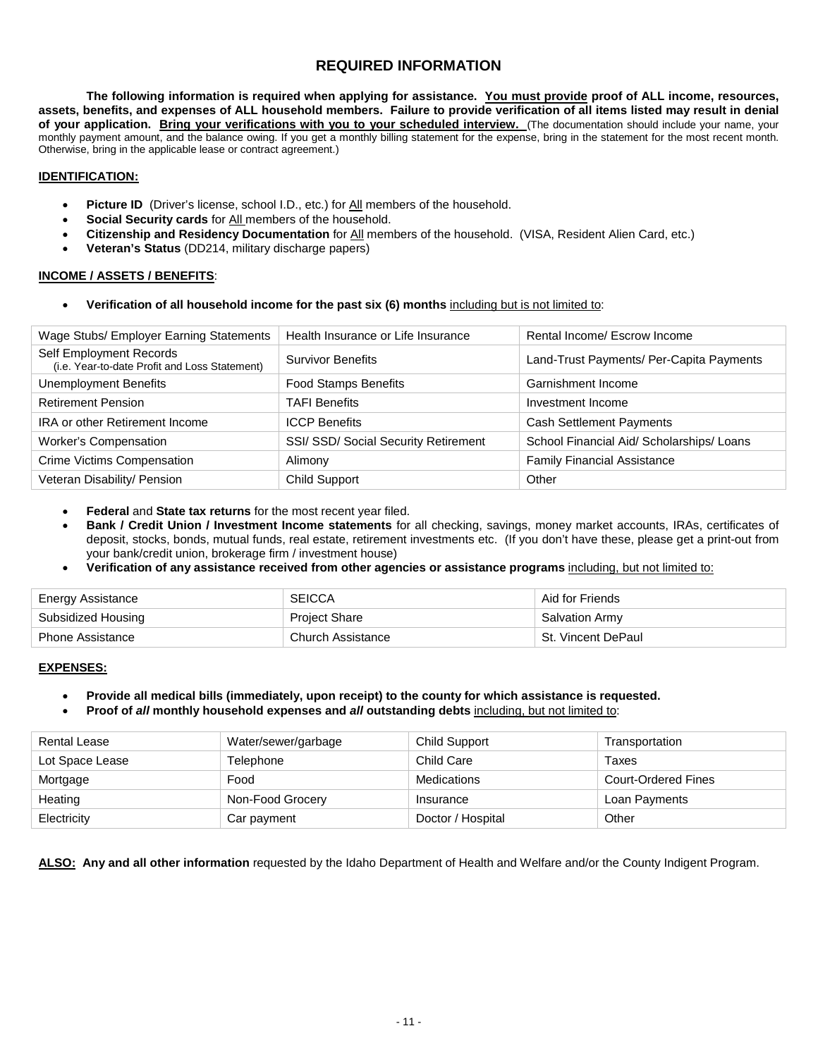# REQUIRED INFORMATION

**The following information is required when applying for assistance. <u>You must provide</u> proof of ALL income, resources, assets, benefits, and expenses of ALL household members. Failure to provide verification of all items listed may result in denial of your application. <u>Bring your verifications with you to your scheduled interview.</u>** (The documentation should include your name, your monthly payment amount, and the balance owing. If you get a monthly billing statement for the expense, bring in the statement for the most recent month. Otherwise, bring in the applicable lease or contract agreement.)

## <u>IDENTIFICATION:</u>

- **Picture ID** (Driver's license, school I.D., etc.) for <u>All</u> members of the household.
- **Social Security cards** for <u>All</u> members of the household.
- **Citizenship and Residency Documentation** for <u>All</u> members of the household. (VISA, Resident Alien Card, etc.)
- **Veteran's Status** (DD214, military discharge papers)

## <u>INCOME / ASSETS / BENEFITS</u>:

- **Verification of all household income for the past six (6) months** <u>including but is not limited to</u>:

| Wage Stubs/ Employer Earning Statements | Health Insurance or Life Insurance | Rental Income/ Escrow Income |
|---|---|---|
| Self Employment Records (i.e. Year-to-date Profit and Loss Statement) | Survivor Benefits | Land-Trust Payments/ Per-Capita Payments |
| Unemployment Benefits | Food Stamps Benefits | Garnishment Income |
| Retirement Pension | TAFI Benefits | Investment Income |
| IRA or other Retirement Income | ICCP Benefits | Cash Settlement Payments |
| Worker's Compensation | SSI/ SSD/ Social Security Retirement | School Financial Aid/ Scholarships/ Loans |
| Crime Victims Compensation | Alimony | Family Financial Assistance |
| Veteran Disability/ Pension | Child Support | Other |

- **Federal** and **State tax returns** for the most recent year filed.
- **Bank / Credit Union / Investment Income statements** for all checking, savings, money market accounts, IRAs, certificates of deposit, stocks, bonds, mutual funds, real estate, retirement investments etc. (If you don't have these, please get a print-out from your bank/credit union, brokerage firm / investment house)
- **Verification of any assistance received from other agencies or assistance programs** <u>including, but not limited to:</u>

| Energy Assistance | SEICCA | Aid for Friends |
|---|---|---|
| Subsidized Housing | Project Share | Salvation Army |
| Phone Assistance | Church Assistance | St. Vincent DePaul |

## <u>EXPENSES:</u>

- **Provide all medical bills (immediately, upon receipt) to the county for which assistance is requested.**
- **Proof of *all* monthly household expenses and *all* outstanding debts** <u>including, but not limited to</u>:

| Rental Lease | Water/sewer/garbage | Child Support | Transportation |
|---|---|---|---|
| Lot Space Lease | Telephone | Child Care | Taxes |
| Mortgage | Food | Medications | Court-Ordered Fines |
| Heating | Non-Food Grocery | Insurance | Loan Payments |
| Electricity | Car payment | Doctor / Hospital | Other |

**<u>ALSO:</u> Any and all other information** requested by the Idaho Department of Health and Welfare and/or the County Indigent Program.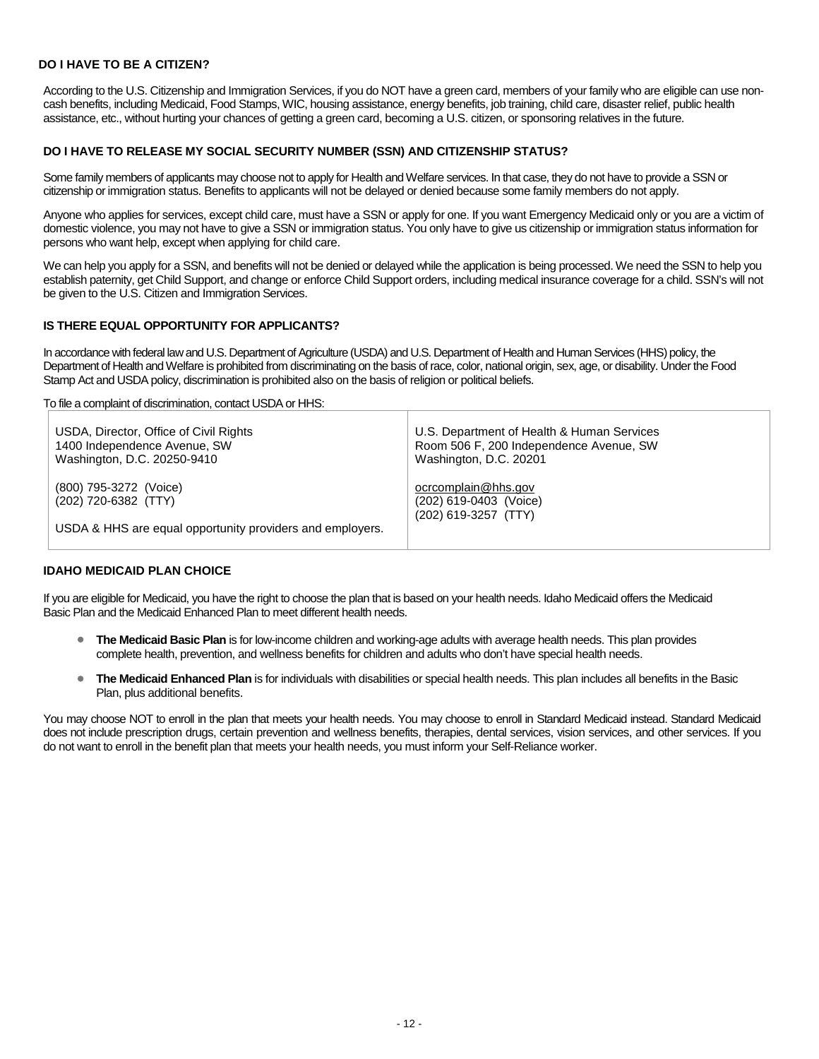## DO I HAVE TO BE A CITIZEN?

According to the U.S. Citizenship and Immigration Services, if you do NOT have a green card, members of your family who are eligible can use non-cash benefits, including Medicaid, Food Stamps, WIC, housing assistance, energy benefits, job training, child care, disaster relief, public health assistance, etc., without hurting your chances of getting a green card, becoming a U.S. citizen, or sponsoring relatives in the future.

## DO I HAVE TO RELEASE MY SOCIAL SECURITY NUMBER (SSN) AND CITIZENSHIP STATUS?

Some family members of applicants may choose not to apply for Health and Welfare services. In that case, they do not have to provide a SSN or citizenship or immigration status. Benefits to applicants will not be delayed or denied because some family members do not apply.

Anyone who applies for services, except child care, must have a SSN or apply for one. If you want Emergency Medicaid only or you are a victim of domestic violence, you may not have to give a SSN or immigration status. You only have to give us citizenship or immigration status information for persons who want help, except when applying for child care.

We can help you apply for a SSN, and benefits will not be denied or delayed while the application is being processed. We need the SSN to help you establish paternity, get Child Support, and change or enforce Child Support orders, including medical insurance coverage for a child. SSN's will not be given to the U.S. Citizen and Immigration Services.

## IS THERE EQUAL OPPORTUNITY FOR APPLICANTS?

In accordance with federal law and U.S. Department of Agriculture (USDA) and U.S. Department of Health and Human Services (HHS) policy, the Department of Health and Welfare is prohibited from discriminating on the basis of race, color, national origin, sex, age, or disability. Under the Food Stamp Act and USDA policy, discrimination is prohibited also on the basis of religion or political beliefs.

To file a complaint of discrimination, contact USDA or HHS:

| | |
|---|---|
| USDA, Director, Office of Civil Rights<br>1400 Independence Avenue, SW<br>Washington, D.C. 20250-9410<br><br>(800) 795-3272 (Voice)<br>(202) 720-6382 (TTY)<br><br>USDA & HHS are equal opportunity providers and employers. | U.S. Department of Health & Human Services<br>Room 506 F, 200 Independence Avenue, SW<br>Washington, D.C. 20201<br><br>ocrcomplain@hhs.gov<br>(202) 619-0403 (Voice)<br>(202) 619-3257 (TTY) |

## IDAHO MEDICAID PLAN CHOICE

If you are eligible for Medicaid, you have the right to choose the plan that is based on your health needs. Idaho Medicaid offers the Medicaid Basic Plan and the Medicaid Enhanced Plan to meet different health needs.

- **The Medicaid Basic Plan** is for low-income children and working-age adults with average health needs. This plan provides complete health, prevention, and wellness benefits for children and adults who don't have special health needs.
- **The Medicaid Enhanced Plan** is for individuals with disabilities or special health needs. This plan includes all benefits in the Basic Plan, plus additional benefits.

You may choose NOT to enroll in the plan that meets your health needs. You may choose to enroll in Standard Medicaid instead. Standard Medicaid does not include prescription drugs, certain prevention and wellness benefits, therapies, dental services, vision services, and other services. If you do not want to enroll in the benefit plan that meets your health needs, you must inform your Self-Reliance worker.